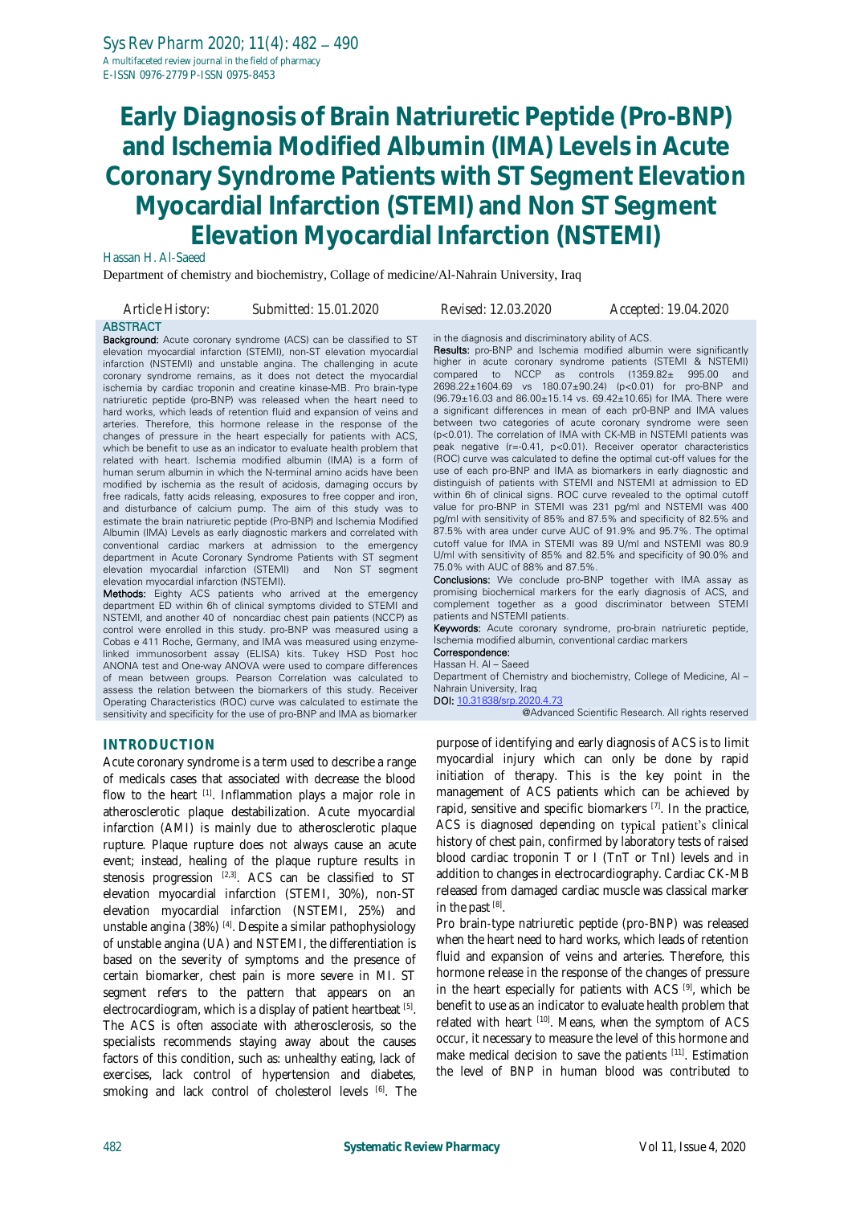# Early Diagnosis of Brain Natriuretic Peptide (Pro-BNP) and Ischemia Modified Albumin (IMA) Levels in Acute Coronary Syndrome Patients with ST Segment Elevation Myocardial Infarction (STEMI) and Non ST Segment Elevation Myocardial Infarction (NSTEMI)

Hassan H. Al-Saeed

Department of chemistry and biochemistry, Collage of medicine/Al-Nahrain University, Iraq

*Article History:* *Submitted: 15.01.2020* *Revised: 12.03.2020* *Accepted: 19.04.2020*

## ABSTRACT

**Background:** Acute coronary syndrome (ACS) can be classified to ST elevation myocardial infarction (STEMI), non-ST elevation myocardial infarction (NSTEMI) and unstable angina. The challenging in acute coronary syndrome remains, as it does not detect the myocardial ischemia by cardiac troponin and creatine kinase-MB. Pro brain-type natriuretic peptide (pro-BNP) was released when the heart need to hard works, which leads of retention fluid and expansion of veins and arteries. Therefore, this hormone release in the response of the changes of pressure in the heart especially for patients with ACS, which be benefit to use as an indicator to evaluate health problem that related with heart. Ischemia modified albumin (IMA) is a form of human serum albumin in which the N-terminal amino acids have been modified by ischemia as the result of acidosis, damaging occurs by free radicals, fatty acids releasing, exposures to free copper and iron, and disturbance of calcium pump. The aim of this study was to estimate the brain natriuretic peptide (Pro-BNP) and Ischemia Modified Albumin (IMA) Levels as early diagnostic markers and correlated with conventional cardiac markers at admission to the emergency department in Acute Coronary Syndrome Patients with ST segment elevation myocardial infarction (STEMI) and Non ST segment elevation myocardial infarction (NSTEMI).

**Methods:** Eighty ACS patients who arrived at the emergency department ED within 6h of clinical symptoms divided to STEMI and NSTEMI, and another 40 of noncardiac chest pain patients (NCCP) as control were enrolled in this study. pro-BNP was measured using a Cobas e 411 Roche, Germany, and IMA was measured using enzyme-linked immunosorbent assay (ELISA) kits. Tukey HSD Post hoc ANONA test and One-way ANOVA were used to compare differences of mean between groups. Pearson Correlation was calculated to assess the relation between the biomarkers of this study. Receiver Operating Characteristics (ROC) curve was calculated to estimate the sensitivity and specificity for the use of pro-BNP and IMA as biomarker in the diagnosis and discriminatory ability of ACS.

**Results:** pro-BNP and Ischemia modified albumin were significantly higher in acute coronary syndrome patients (STEMI & NSTEMI) compared to NCCP as controls (1359.82± 995.00 and 2698.22±1604.69 vs 180.07±90.24) (p<0.01) for pro-BNP and (96.79±16.03 and 86.00±15.14 vs. 69.42±10.65) for IMA. There were a significant differences in mean of each pr0-BNP and IMA values between two categories of acute coronary syndrome were seen (p<0.01). The correlation of IMA with CK-MB in NSTEMI patients was peak negative (r=-0.41, p<0.01). Receiver operator characteristics (ROC) curve was calculated to define the optimal cut-off values for the use of each pro-BNP and IMA as biomarkers in early diagnostic and distinguish of patients with STEMI and NSTEMI at admission to ED within 6h of clinical signs. ROC curve revealed to the optimal cutoff value for pro-BNP in STEMI was 231 pg/ml and NSTEMI was 400 pg/ml with sensitivity of 85% and 87.5% and specificity of 82.5% and 87.5% with area under curve AUC of 91.9% and 95.7%. The optimal cutoff value for IMA in STEMI was 89 U/ml and NSTEMI was 80.9 U/ml with sensitivity of 85% and 82.5% and specificity of 90.0% and 75.0% with AUC of 88% and 87.5%.

**Conclusions:** We conclude pro-BNP together with IMA assay as promising biochemical markers for the early diagnosis of ACS, and complement together as a good discriminator between STEMI patients and NSTEMI patients.

**Keywords:** Acute coronary syndrome, pro-brain natriuretic peptide, Ischemia modified albumin, conventional cardiac markers

**Correspondence:**
Hassan H. Al – Saeed
Department of Chemistry and biochemistry, College of Medicine, Al – Nahrain University, Iraq
**DOI:** 10.31838/srp.2020.4.73

@Advanced Scientific Research. All rights reserved

## INTRODUCTION

Acute coronary syndrome is a term used to describe a range of medicals cases that associated with decrease the blood flow to the heart [1]. Inflammation plays a major role in atherosclerotic plaque destabilization. Acute myocardial infarction (AMI) is mainly due to atherosclerotic plaque rupture. Plaque rupture does not always cause an acute event; instead, healing of the plaque rupture results in stenosis progression [2,3]. ACS can be classified to ST elevation myocardial infarction (STEMI, 30%), non-ST elevation myocardial infarction (NSTEMI, 25%) and unstable angina (38%) [4]. Despite a similar pathophysiology of unstable angina (UA) and NSTEMI, the differentiation is based on the severity of symptoms and the presence of certain biomarker, chest pain is more severe in MI. ST segment refers to the pattern that appears on an electrocardiogram, which is a display of patient heartbeat [5]. The ACS is often associate with atherosclerosis, so the specialists recommends staying away about the causes factors of this condition, such as: unhealthy eating, lack of exercises, lack control of hypertension and diabetes, smoking and lack control of cholesterol levels [6]. The purpose of identifying and early diagnosis of ACS is to limit myocardial injury which can only be done by rapid initiation of therapy. This is the key point in the management of ACS patients which can be achieved by rapid, sensitive and specific biomarkers [7]. In the practice, ACS is diagnosed depending on typical patient's clinical history of chest pain, confirmed by laboratory tests of raised blood cardiac troponin T or I (TnT or TnI) levels and in addition to changes in electrocardiography. Cardiac CK-MB released from damaged cardiac muscle was classical marker in the past [8].

Pro brain-type natriuretic peptide (pro-BNP) was released when the heart need to hard works, which leads of retention fluid and expansion of veins and arteries. Therefore, this hormone release in the response of the changes of pressure in the heart especially for patients with ACS [9], which be benefit to use as an indicator to evaluate health problem that related with heart [10]. Means, when the symptom of ACS occur, it necessary to measure the level of this hormone and make medical decision to save the patients [11]. Estimation the level of BNP in human blood was contributed to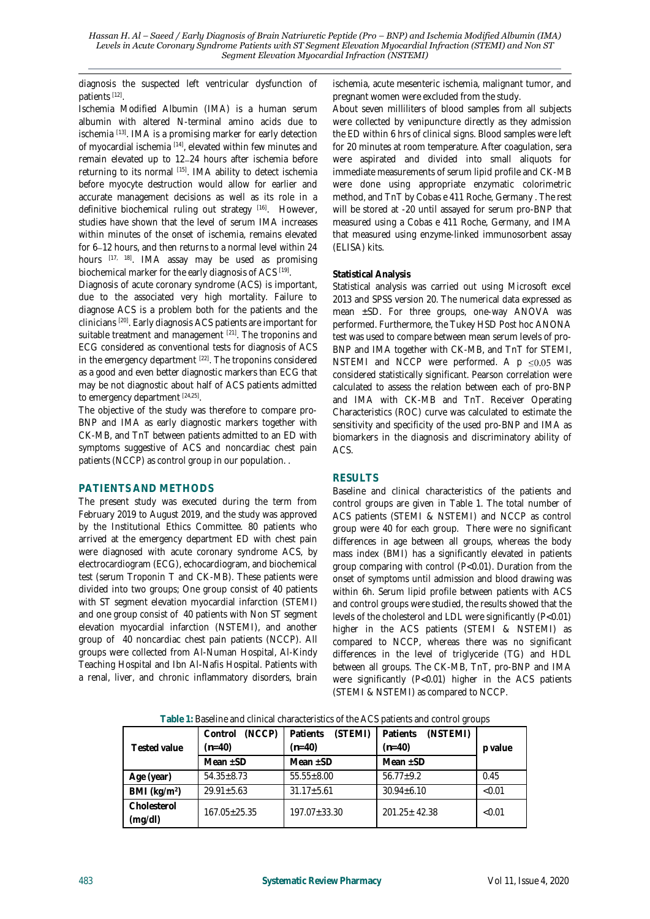diagnosis the suspected left ventricular dysfunction of patients [12].

Ischemia Modified Albumin (IMA) is a human serum albumin with altered N-terminal amino acids due to ischemia [13]. IMA is a promising marker for early detection of myocardial ischemia [14], elevated within few minutes and remain elevated up to 12–24 hours after ischemia before returning to its normal [15]. IMA ability to detect ischemia before myocyte destruction would allow for earlier and accurate management decisions as well as its role in a definitive biochemical ruling out strategy [16]. However, studies have shown that the level of serum IMA increases within minutes of the onset of ischemia, remains elevated for 6–12 hours, and then returns to a normal level within 24 hours [17, 18]. IMA assay may be used as promising biochemical marker for the early diagnosis of ACS [19].

Diagnosis of acute coronary syndrome (ACS) is important, due to the associated very high mortality. Failure to diagnose ACS is a problem both for the patients and the clinicians [20]. Early diagnosis ACS patients are important for suitable treatment and management [21]. The troponins and ECG considered as conventional tests for diagnosis of ACS in the emergency department [22]. The troponins considered as a good and even better diagnostic markers than ECG that may be not diagnostic about half of ACS patients admitted to emergency department [24,25].

The objective of the study was therefore to compare pro-BNP and IMA as early diagnostic markers together with CK-MB, and TnT between patients admitted to an ED with symptoms suggestive of ACS and noncardiac chest pain patients (NCCP) as control group in our population. .

## PATIENTS AND METHODS

The present study was executed during the term from February 2019 to August 2019, and the study was approved by the Institutional Ethics Committee. 80 patients who arrived at the emergency department ED with chest pain were diagnosed with acute coronary syndrome ACS, by electrocardiogram (ECG), echocardiogram, and biochemical test (serum Troponin T and CK-MB). These patients were divided into two groups; One group consist of 40 patients with ST segment elevation myocardial infarction (STEMI) and one group consist of 40 patients with Non ST segment elevation myocardial infarction (NSTEMI), and another group of 40 noncardiac chest pain patients (NCCP). All groups were collected from Al-Numan Hospital, Al-Kindy Teaching Hospital and Ibn Al-Nafis Hospital. Patients with a renal, liver, and chronic inflammatory disorders, brain ischemia, acute mesenteric ischemia, malignant tumor, and pregnant women were excluded from the study.

About seven milliliters of blood samples from all subjects were collected by venipuncture directly as they admission the ED within 6 hrs of clinical signs. Blood samples were left for 20 minutes at room temperature. After coagulation, sera were aspirated and divided into small aliquots for immediate measurements of serum lipid profile and CK-MB were done using appropriate enzymatic colorimetric method, and TnT by Cobas e 411 Roche, Germany . The rest will be stored at -20 until assayed for serum pro-BNP that measured using a Cobas e 411 Roche, Germany, and IMA that measured using enzyme-linked immunosorbent assay (ELISA) kits.

**Statistical Analysis**

Statistical analysis was carried out using Microsoft excel 2013 and SPSS version 20. The numerical data expressed as mean ±SD. For three groups, one-way ANOVA was performed. Furthermore, the Tukey HSD Post hoc ANONA test was used to compare between mean serum levels of pro-BNP and IMA together with CK-MB, and TnT for STEMI, NSTEMI and NCCP were performed. A $p \leq 0.05$ was considered statistically significant. Pearson correlation were calculated to assess the relation between each of pro-BNP and IMA with CK-MB and TnT. Receiver Operating Characteristics (ROC) curve was calculated to estimate the sensitivity and specificity of the used pro-BNP and IMA as biomarkers in the diagnosis and discriminatory ability of ACS.

## RESULTS

Baseline and clinical characteristics of the patients and control groups are given in Table 1. The total number of ACS patients (STEMI & NSTEMI) and NCCP as control group were 40 for each group. There were no significant differences in age between all groups, whereas the body mass index (BMI) has a significantly elevated in patients group comparing with control ($P<0.01$). Duration from the onset of symptoms until admission and blood drawing was within 6h. Serum lipid profile between patients with ACS and control groups were studied, the results showed that the levels of the cholesterol and LDL were significantly ($P<0.01$) higher in the ACS patients (STEMI & NSTEMI) as compared to NCCP, whereas there was no significant differences in the level of triglyceride (TG) and HDL between all groups. The CK-MB, TnT, pro-BNP and IMA were significantly ($P<0.01$) higher in the ACS patients (STEMI & NSTEMI) as compared to NCCP.

**Table 1:** Baseline and clinical characteristics of the ACS patients and control groups

| Tested value | Control (NCCP) (n=40) | Patients (STEMI) (n=40) | Patients (NSTEMI) (n=40) | p value |
|---|---|---|---|---|
| | Mean ±SD | Mean ±SD | Mean ±SD | |
| Age (year) | 54.35±8.73 | 55.55±8.00 | 56.77±9.2 | 0.45 |
| BMI ($kg/m^2$) | 29.91±5.63 | 31.17±5.61 | 30.94±6.10 | <0.01 |
| Cholesterol (mg/dl) | 167.05±25.35 | 197.07±33.30 | 201.25± 42.38 | <0.01 |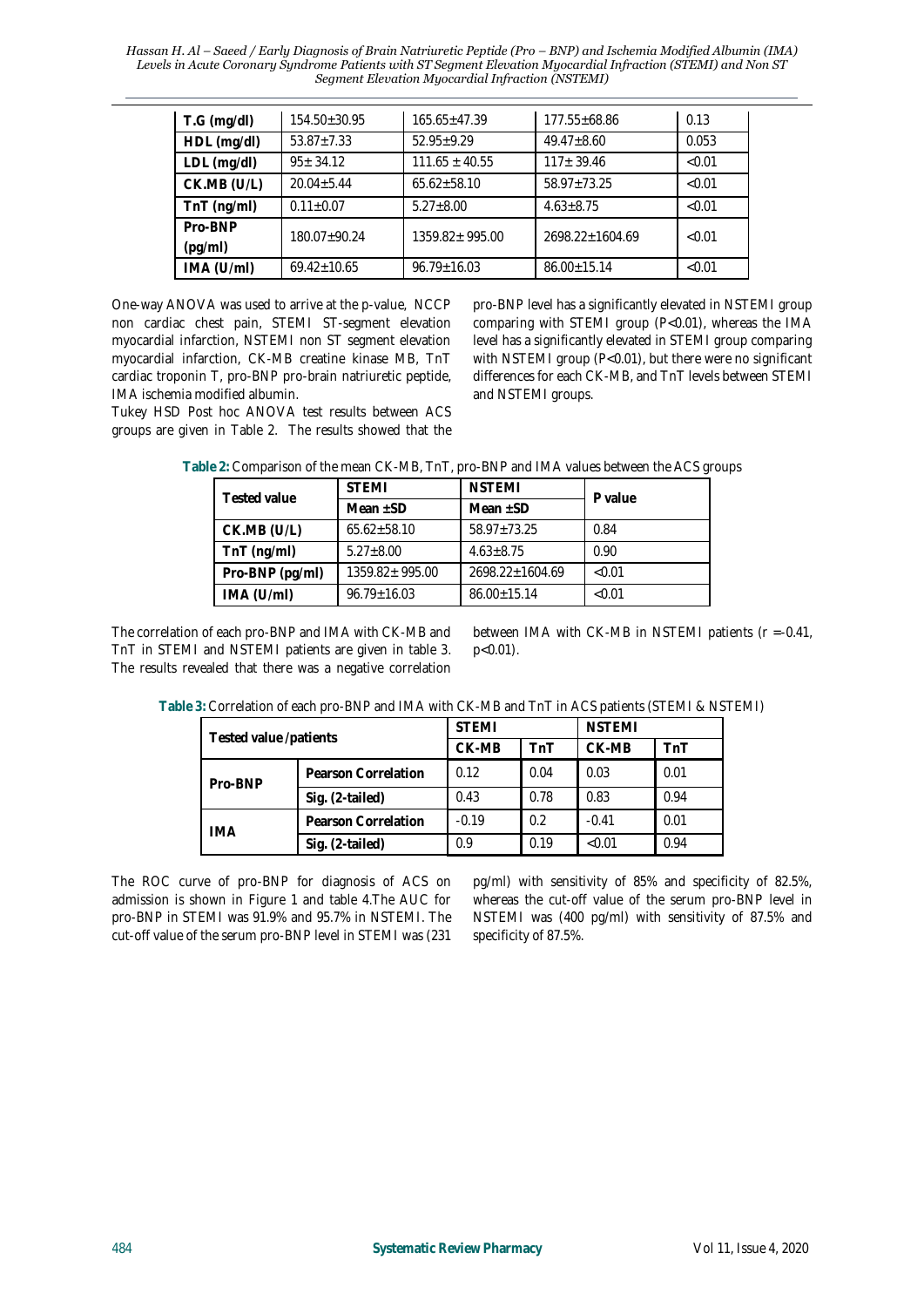| T.G (mg/dl) | 154.50±30.95 | 165.65±47.39 | 177.55±68.86 | 0.13 |
|---|---|---|---|---|
| HDL (mg/dl) | 53.87±7.33 | 52.95±9.29 | 49.47±8.60 | 0.053 |
| LDL (mg/dl) | 95± 34.12 | 111.65 ± 40.55 | 117± 39.46 | <0.01 |
| CK.MB (U/L) | 20.04±5.44 | 65.62±58.10 | 58.97±73.25 | <0.01 |
| TnT (ng/ml) | 0.11±0.07 | 5.27±8.00 | 4.63±8.75 | <0.01 |
| Pro-BNP (pg/ml) | 180.07±90.24 | 1359.82± 995.00 | 2698.22±1604.69 | <0.01 |
| IMA (U/ml) | 69.42±10.65 | 96.79±16.03 | 86.00±15.14 | <0.01 |

One-way ANOVA was used to arrive at the p-value, NCCP non cardiac chest pain, STEMI ST-segment elevation myocardial infarction, NSTEMI non ST segment elevation myocardial infarction, CK-MB creatine kinase MB, TnT cardiac troponin T, pro-BNP pro-brain natriuretic peptide, IMA ischemia modified albumin.

Tukey HSD Post hoc ANOVA test results between ACS groups are given in Table 2. The results showed that the pro-BNP level has a significantly elevated in NSTEMI group comparing with STEMI group (P<0.01), whereas the IMA level has a significantly elevated in STEMI group comparing with NSTEMI group (P<0.01), but there were no significant differences for each CK-MB, and TnT levels between STEMI and NSTEMI groups.

**Table 2:** Comparison of the mean CK-MB, TnT, pro-BNP and IMA values between the ACS groups

| Tested value | STEMI | NSTEMI | P value |
|---|---|---|---|
| | Mean ±SD | Mean ±SD | |
| CK.MB (U/L) | 65.62±58.10 | 58.97±73.25 | 0.84 |
| TnT (ng/ml) | 5.27±8.00 | 4.63±8.75 | 0.90 |
| Pro-BNP (pg/ml) | 1359.82± 995.00 | 2698.22±1604.69 | <0.01 |
| IMA (U/ml) | 96.79±16.03 | 86.00±15.14 | <0.01 |

The correlation of each pro-BNP and IMA with CK-MB and TnT in STEMI and NSTEMI patients are given in table 3. The results revealed that there was a negative correlation between IMA with CK-MB in NSTEMI patients (r = -0.41, p<0.01).

**Table 3:** Correlation of each pro-BNP and IMA with CK-MB and TnT in ACS patients (STEMI & NSTEMI)

| Tested value /patients | | STEMI | | NSTEMI | |
|---|---|---|---|---|---|
| | | CK-MB | TnT | CK-MB | TnT |
| Pro-BNP | Pearson Correlation | 0.12 | 0.04 | 0.03 | 0.01 |
| | Sig. (2-tailed) | 0.43 | 0.78 | 0.83 | 0.94 |
| IMA | Pearson Correlation | -0.19 | 0.2 | -0.41 | 0.01 |
| | Sig. (2-tailed) | 0.9 | 0.19 | <0.01 | 0.94 |

The ROC curve of pro-BNP for diagnosis of ACS on admission is shown in Figure 1 and table 4.The AUC for pro-BNP in STEMI was 91.9% and 95.7% in NSTEMI. The cut-off value of the serum pro-BNP level in STEMI was (231 pg/ml) with sensitivity of 85% and specificity of 82.5%, whereas the cut-off value of the serum pro-BNP level in NSTEMI was (400 pg/ml) with sensitivity of 87.5% and specificity of 87.5%.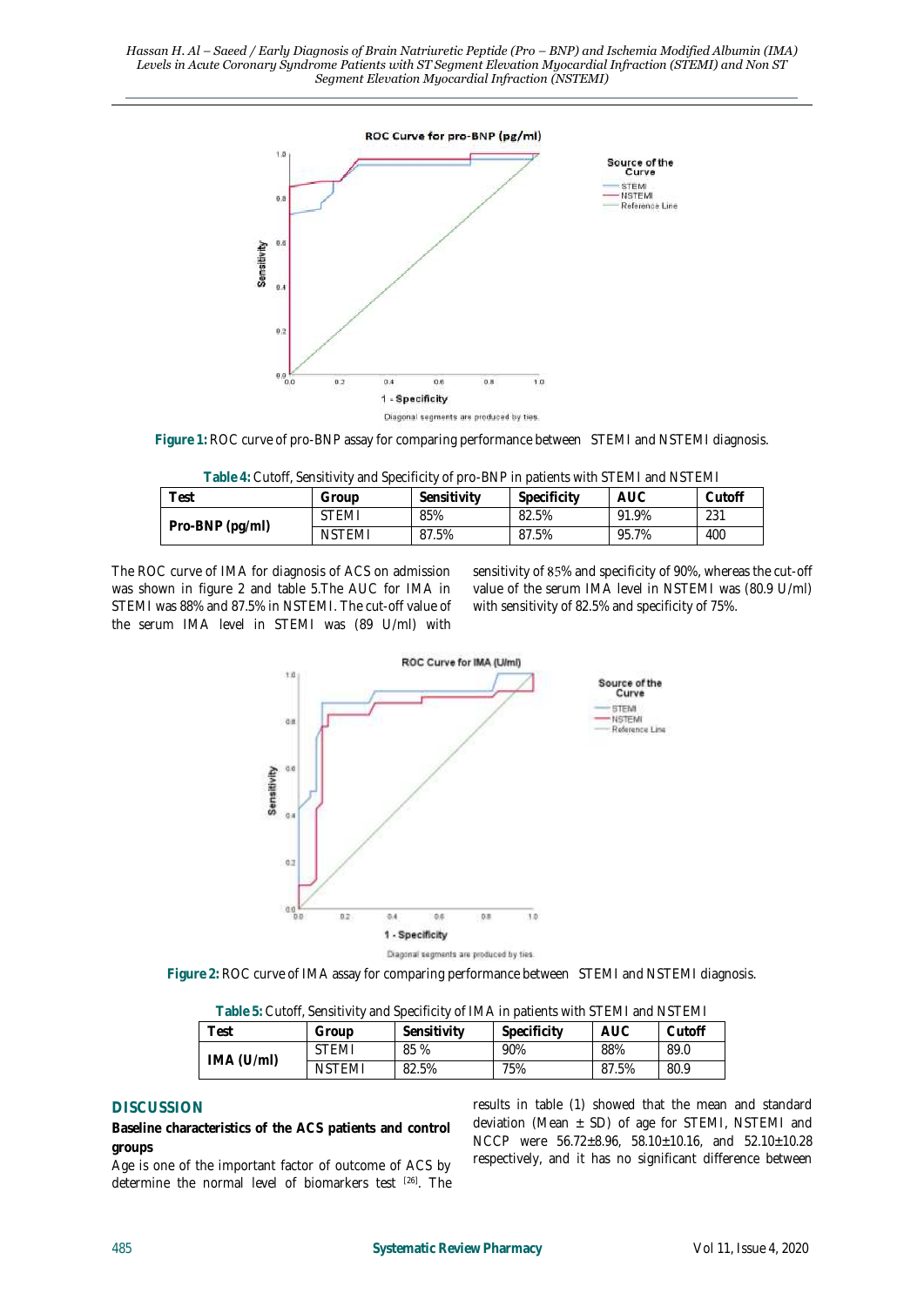**Figure 1:** ROC curve of pro-BNP assay for comparing performance between STEMI and NSTEMI diagnosis.

**Table 4:** Cutoff, Sensitivity and Specificity of pro-BNP in patients with STEMI and NSTEMI

| Test | Group | Sensitivity | Specificity | AUC | Cutoff |
|---|---|---|---|---|---|
| Pro-BNP (pg/ml) | STEMI | 85% | 82.5% | 91.9% | 231 |
| | NSTEMI | 87.5% | 87.5% | 95.7% | 400 |

The ROC curve of IMA for diagnosis of ACS on admission was shown in figure 2 and table 5.The AUC for IMA in STEMI was 88% and 87.5% in NSTEMI. The cut-off value of the serum IMA level in STEMI was (89 U/ml) with sensitivity of 85% and specificity of 90%, whereas the cut-off value of the serum IMA level in NSTEMI was (80.9 U/ml) with sensitivity of 82.5% and specificity of 75%.

**Figure 2:** ROC curve of IMA assay for comparing performance between STEMI and NSTEMI diagnosis.

**Table 5:** Cutoff, Sensitivity and Specificity of IMA in patients with STEMI and NSTEMI

| Test | Group | Sensitivity | Specificity | AUC | Cutoff |
|---|---|---|---|---|---|
| IMA (U/ml) | STEMI | 85 % | 90% | 88% | 89.0 |
| | NSTEMI | 82.5% | 75% | 87.5% | 80.9 |

## DISCUSSION

### Baseline characteristics of the ACS patients and control groups

Age is one of the important factor of outcome of ACS by determine the normal level of biomarkers test [26]. The results in table (1) showed that the mean and standard deviation (Mean ± SD) of age for STEMI, NSTEMI and NCCP were 56.72±8.96, 58.10±10.16, and 52.10±10.28 respectively, and it has no significant difference between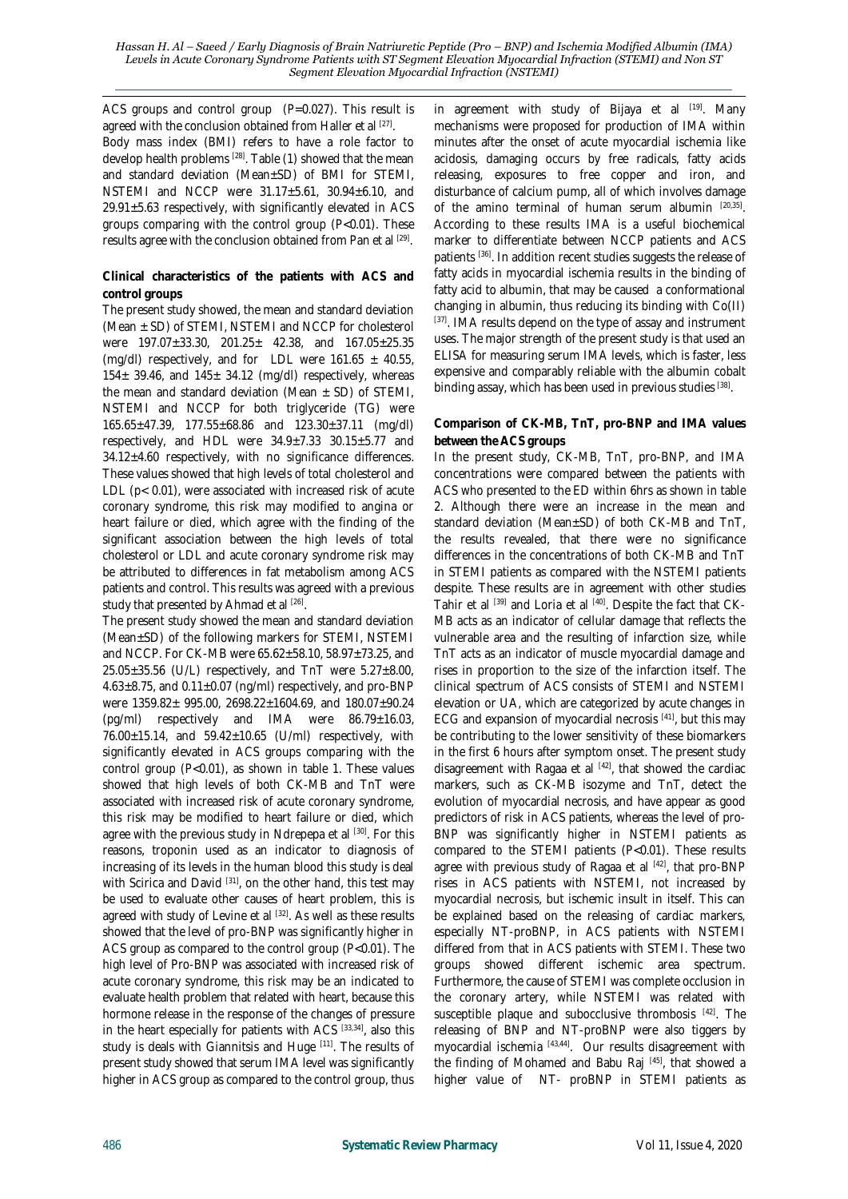ACS groups and control group (P=0.027). This result is agreed with the conclusion obtained from Haller et al [27].

Body mass index (BMI) refers to have a role factor to develop health problems [28]. Table (1) showed that the mean and standard deviation (Mean±SD) of BMI for STEMI, NSTEMI and NCCP were 31.17±5.61, 30.94±6.10, and 29.91±5.63 respectively, with significantly elevated in ACS groups comparing with the control group (P<0.01). These results agree with the conclusion obtained from Pan et al [29].

**Clinical characteristics of the patients with ACS and control groups**

The present study showed, the mean and standard deviation (Mean ± SD) of STEMI, NSTEMI and NCCP for cholesterol were 197.07±33.30, 201.25± 42.38, and 167.05±25.35 (mg/dl) respectively, and for LDL were 161.65 ± 40.55, 154± 39.46, and 145± 34.12 (mg/dl) respectively, whereas the mean and standard deviation (Mean ± SD) of STEMI, NSTEMI and NCCP for both triglyceride (TG) were 165.65±47.39, 177.55±68.86 and 123.30±37.11 (mg/dl) respectively, and HDL were 34.9±7.33 30.15±5.77 and 34.12±4.60 respectively, with no significance differences. These values showed that high levels of total cholesterol and LDL (p< 0.01), were associated with increased risk of acute coronary syndrome, this risk may modified to angina or heart failure or died, which agree with the finding of the significant association between the high levels of total cholesterol or LDL and acute coronary syndrome risk may be attributed to differences in fat metabolism among ACS patients and control. This results was agreed with a previous study that presented by Ahmad et al [26].

The present study showed the mean and standard deviation (Mean±SD) of the following markers for STEMI, NSTEMI and NCCP. For CK-MB were 65.62±58.10, 58.97±73.25, and 25.05±35.56 (U/L) respectively, and TnT were 5.27±8.00, 4.63±8.75, and 0.11±0.07 (ng/ml) respectively, and pro-BNP were 1359.82± 995.00, 2698.22±1604.69, and 180.07±90.24 (pg/ml) respectively and IMA were 86.79±16.03, 76.00±15.14, and 59.42±10.65 (U/ml) respectively, with significantly elevated in ACS groups comparing with the control group (P<0.01), as shown in table 1. These values showed that high levels of both CK-MB and TnT were associated with increased risk of acute coronary syndrome, this risk may be modified to heart failure or died, which agree with the previous study in Ndrepepa et al [30]. For this reasons, troponin used as an indicator to diagnosis of increasing of its levels in the human blood this study is deal with Scirica and David [31], on the other hand, this test may be used to evaluate other causes of heart problem, this is agreed with study of Levine et al [32]. As well as these results showed that the level of pro-BNP was significantly higher in ACS group as compared to the control group (P<0.01). The high level of Pro-BNP was associated with increased risk of acute coronary syndrome, this risk may be an indicated to evaluate health problem that related with heart, because this hormone release in the response of the changes of pressure in the heart especially for patients with ACS [33,34], also this study is deals with Giannitsis and Huge [11]. The results of present study showed that serum IMA level was significantly higher in ACS group as compared to the control group, thus in agreement with study of Bijaya et al [19]. Many mechanisms were proposed for production of IMA within minutes after the onset of acute myocardial ischemia like acidosis, damaging occurs by free radicals, fatty acids releasing, exposures to free copper and iron, and disturbance of calcium pump, all of which involves damage of the amino terminal of human serum albumin [20,35]. According to these results IMA is a useful biochemical marker to differentiate between NCCP patients and ACS patients [36]. In addition recent studies suggests the release of fatty acids in myocardial ischemia results in the binding of fatty acid to albumin, that may be caused a conformational changing in albumin, thus reducing its binding with Co(II) [37]. IMA results depend on the type of assay and instrument uses. The major strength of the present study is that used an ELISA for measuring serum IMA levels, which is faster, less expensive and comparably reliable with the albumin cobalt binding assay, which has been used in previous studies [38].

**Comparison of CK-MB, TnT, pro-BNP and IMA values between the ACS groups**

In the present study, CK-MB, TnT, pro-BNP, and IMA concentrations were compared between the patients with ACS who presented to the ED within 6hrs as shown in table 2. Although there were an increase in the mean and standard deviation (Mean±SD) of both CK-MB and TnT, the results revealed, that there were no significance differences in the concentrations of both CK-MB and TnT in STEMI patients as compared with the NSTEMI patients despite. These results are in agreement with other studies Tahir et al [39] and Loria et al [40]. Despite the fact that CK-MB acts as an indicator of cellular damage that reflects the vulnerable area and the resulting of infarction size, while TnT acts as an indicator of muscle myocardial damage and rises in proportion to the size of the infarction itself. The clinical spectrum of ACS consists of STEMI and NSTEMI elevation or UA, which are categorized by acute changes in ECG and expansion of myocardial necrosis [41], but this may be contributing to the lower sensitivity of these biomarkers in the first 6 hours after symptom onset. The present study disagreement with Ragaa et al [42], that showed the cardiac markers, such as CK-MB isozyme and TnT, detect the evolution of myocardial necrosis, and have appear as good predictors of risk in ACS patients, whereas the level of pro-BNP was significantly higher in NSTEMI patients as compared to the STEMI patients (P<0.01). These results agree with previous study of Ragaa et al [42], that pro-BNP rises in ACS patients with NSTEMI, not increased by myocardial necrosis, but ischemic insult in itself. This can be explained based on the releasing of cardiac markers, especially NT-proBNP, in ACS patients with NSTEMI differed from that in ACS patients with STEMI. These two groups showed different ischemic area spectrum. Furthermore, the cause of STEMI was complete occlusion in the coronary artery, while NSTEMI was related with susceptible plaque and subocclusive thrombosis [42]. The releasing of BNP and NT-proBNP were also tiggers by myocardial ischemia [43,44]. Our results disagreement with the finding of Mohamed and Babu Raj [45], that showed a higher value of NT- proBNP in STEMI patients as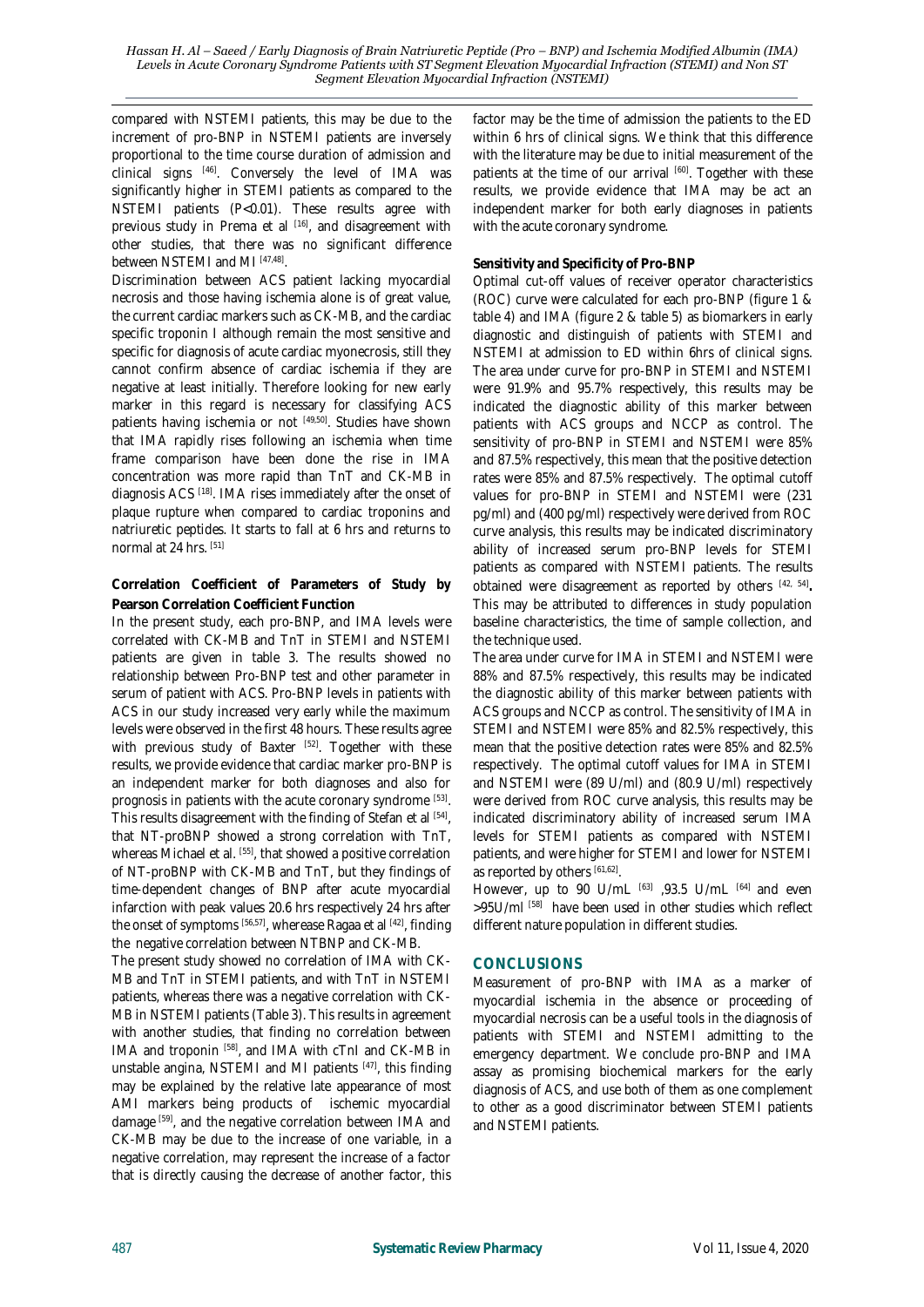compared with NSTEMI patients, this may be due to the increment of pro-BNP in NSTEMI patients are inversely proportional to the time course duration of admission and clinical signs [46]. Conversely the level of IMA was significantly higher in STEMI patients as compared to the NSTEMI patients (P<0.01). These results agree with previous study in Prema et al [16], and disagreement with other studies, that there was no significant difference between NSTEMI and MI [47,48].

Discrimination between ACS patient lacking myocardial necrosis and those having ischemia alone is of great value, the current cardiac markers such as CK-MB, and the cardiac specific troponin I although remain the most sensitive and specific for diagnosis of acute cardiac myonecrosis, still they cannot confirm absence of cardiac ischemia if they are negative at least initially. Therefore looking for new early marker in this regard is necessary for classifying ACS patients having ischemia or not [49,50]. Studies have shown that IMA rapidly rises following an ischemia when time frame comparison have been done the rise in IMA concentration was more rapid than TnT and CK-MB in diagnosis ACS [18]. IMA rises immediately after the onset of plaque rupture when compared to cardiac troponins and natriuretic peptides. It starts to fall at 6 hrs and returns to normal at 24 hrs. [51]

**Correlation Coefficient of Parameters of Study by Pearson Correlation Coefficient Function**

In the present study, each pro-BNP, and IMA levels were correlated with CK-MB and TnT in STEMI and NSTEMI patients are given in table 3. The results showed no relationship between Pro-BNP test and other parameter in serum of patient with ACS. Pro-BNP levels in patients with ACS in our study increased very early while the maximum levels were observed in the first 48 hours. These results agree with previous study of Baxter [52]. Together with these results, we provide evidence that cardiac marker pro-BNP is an independent marker for both diagnoses and also for prognosis in patients with the acute coronary syndrome [53]. This results disagreement with the finding of Stefan et al [54], that NT-proBNP showed a strong correlation with TnT, whereas Michael et al. [55], that showed a positive correlation of NT-proBNP with CK-MB and TnT, but they findings of time-dependent changes of BNP after acute myocardial infarction with peak values 20.6 hrs respectively 24 hrs after the onset of symptoms [56,57], wherease Ragaa et al [42], finding the negative correlation between NTBNP and CK-MB.

The present study showed no correlation of IMA with CK-MB and TnT in STEMI patients, and with TnT in NSTEMI patients, whereas there was a negative correlation with CK-MB in NSTEMI patients (Table 3). This results in agreement with another studies, that finding no correlation between IMA and troponin [58], and IMA with cTnI and CK-MB in unstable angina, NSTEMI and MI patients [47], this finding may be explained by the relative late appearance of most AMI markers being products of ischemic myocardial damage [59], and the negative correlation between IMA and CK-MB may be due to the increase of one variable, in a negative correlation, may represent the increase of a factor that is directly causing the decrease of another factor, this factor may be the time of admission the patients to the ED within 6 hrs of clinical signs. We think that this difference with the literature may be due to initial measurement of the patients at the time of our arrival [60]. Together with these results, we provide evidence that IMA may be act an independent marker for both early diagnoses in patients with the acute coronary syndrome.

**Sensitivity and Specificity of Pro-BNP**

Optimal cut-off values of receiver operator characteristics (ROC) curve were calculated for each pro-BNP (figure 1 & table 4) and IMA (figure 2 & table 5) as biomarkers in early diagnostic and distinguish of patients with STEMI and NSTEMI at admission to ED within 6hrs of clinical signs. The area under curve for pro-BNP in STEMI and NSTEMI were 91.9% and 95.7% respectively, this results may be indicated the diagnostic ability of this marker between patients with ACS groups and NCCP as control. The sensitivity of pro-BNP in STEMI and NSTEMI were 85% and 87.5% respectively, this mean that the positive detection rates were 85% and 87.5% respectively. The optimal cutoff values for pro-BNP in STEMI and NSTEMI were (231 pg/ml) and (400 pg/ml) respectively were derived from ROC curve analysis, this results may be indicated discriminatory ability of increased serum pro-BNP levels for STEMI patients as compared with NSTEMI patients. The results obtained were disagreement as reported by others [42, 54]. This may be attributed to differences in study population baseline characteristics, the time of sample collection, and the technique used.

The area under curve for IMA in STEMI and NSTEMI were 88% and 87.5% respectively, this results may be indicated the diagnostic ability of this marker between patients with ACS groups and NCCP as control. The sensitivity of IMA in STEMI and NSTEMI were 85% and 82.5% respectively, this mean that the positive detection rates were 85% and 82.5% respectively. The optimal cutoff values for IMA in STEMI and NSTEMI were (89 U/ml) and (80.9 U/ml) respectively were derived from ROC curve analysis, this results may be indicated discriminatory ability of increased serum IMA levels for STEMI patients as compared with NSTEMI patients, and were higher for STEMI and lower for NSTEMI as reported by others [61,62].

However, up to 90 U/mL [63] ,93.5 U/mL [64] and even >95U/ml [58] have been used in other studies which reflect different nature population in different studies.

## CONCLUSIONS

Measurement of pro-BNP with IMA as a marker of myocardial ischemia in the absence or proceeding of myocardial necrosis can be a useful tools in the diagnosis of patients with STEMI and NSTEMI admitting to the emergency department. We conclude pro-BNP and IMA assay as promising biochemical markers for the early diagnosis of ACS, and use both of them as one complement to other as a good discriminator between STEMI patients and NSTEMI patients.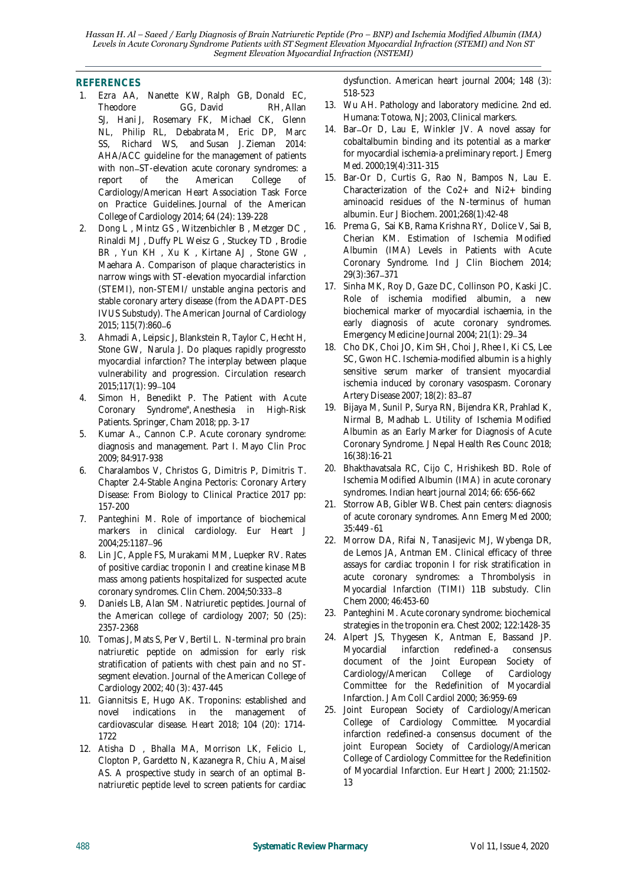## REFERENCES

1. Ezra AA, Nanette KW, Ralph GB, Donald EC, Theodore GG, David RH, Allan SJ, Hani J, Rosemary FK, Michael CK, Glenn NL, Philip RL, Debabrata M, Eric DP, Marc SS, Richard WS, and Susan J. Zieman 2014: AHA/ACC guideline for the management of patients with non–ST-elevation acute coronary syndromes: a report of the American College of Cardiology/American Heart Association Task Force on Practice Guidelines. Journal of the American College of Cardiology 2014; 64 (24): 139-228
2. Dong L , Mintz GS , Witzenbichler B , Metzger DC , Rinaldi MJ , Duffy PL Weisz G , Stuckey TD , Brodie BR , Yun KH , Xu K , Kirtane AJ , Stone GW , Maehara A. Comparison of plaque characteristics in narrow wings with ST-elevation myocardial infarction (STEMI), non-STEMI/ unstable angina pectoris and stable coronary artery disease (from the ADAPT-DES IVUS Substudy). The American Journal of Cardiology 2015; 115(7):860–6
3. Ahmadi A, Leipsic J, Blankstein R, Taylor C, Hecht H, Stone GW, Narula J. Do plaques rapidly progressto myocardial infarction? The interplay between plaque vulnerability and progression. Circulation research 2015;117(1): 99–104
4. Simon H, Benedikt P. The Patient with Acute Coronary Syndrome", Anesthesia in High-Risk Patients. Springer, Cham 2018; pp. 3-17
5. Kumar A., Cannon C.P. Acute coronary syndrome: diagnosis and management. Part I. Mayo Clin Proc 2009; 84:917-938
6. Charalambos V, Christos G, Dimitris P, Dimitris T. Chapter 2.4-Stable Angina Pectoris: Coronary Artery Disease: From Biology to Clinical Practice 2017 pp: 157-200
7. Panteghini M. Role of importance of biochemical markers in clinical cardiology. Eur Heart J 2004;25:1187–96
8. Lin JC, Apple FS, Murakami MM, Luepker RV. Rates of positive cardiac troponin I and creatine kinase MB mass among patients hospitalized for suspected acute coronary syndromes. Clin Chem. 2004;50:333–8
9. Daniels LB, Alan SM. Natriuretic peptides. Journal of the American college of cardiology 2007; 50 (25): 2357-2368
10. Tomas J, Mats S, Per V, Bertil L. N-terminal pro brain natriuretic peptide on admission for early risk stratification of patients with chest pain and no ST-segment elevation. Journal of the American College of Cardiology 2002; 40 (3): 437-445
11. Giannitsis E, Hugo AK. Troponins: established and novel indications in the management of cardiovascular disease. Heart 2018; 104 (20): 1714-1722
12. Atisha D , Bhalla MA, Morrison LK, Felicio L, Clopton P, Gardetto N, Kazanegra R, Chiu A, Maisel AS. A prospective study in search of an optimal B-natriuretic peptide level to screen patients for cardiac dysfunction. American heart journal 2004; 148 (3): 518-523
13. Wu AH. Pathology and laboratory medicine. 2nd ed. Humana: Totowa, NJ; 2003, Clinical markers.
14. Bar–Or D, Lau E, Winkler JV. A novel assay for cobaltalbumin binding and its potential as a marker for myocardial ischemia-a preliminary report. J Emerg Med. 2000;19(4):311-315
15. Bar-Or D, Curtis G, Rao N, Bampos N, Lau E. Characterization of the Co2+ and Ni2+ binding aminoacid residues of the N-terminus of human albumin. Eur J Biochem. 2001;268(1):42-48
16. Prema G, Sai KB, Rama Krishna RY, Dolice V, Sai B, Cherian KM. Estimation of Ischemia Modified Albumin (IMA) Levels in Patients with Acute Coronary Syndrome. Ind J Clin Biochem 2014; 29(3):367–371
17. Sinha MK, Roy D, Gaze DC, Collinson PO, Kaski JC. Role of ischemia modified albumin, a new biochemical marker of myocardial ischaemia, in the early diagnosis of acute coronary syndromes. Emergency Medicine Journal 2004; 21(1): 29–34
18. Cho DK, Choi JO, Kim SH, Choi J, Rhee I, Ki CS, Lee SC, Gwon HC. Ischemia-modified albumin is a highly sensitive serum marker of transient myocardial ischemia induced by coronary vasospasm. Coronary Artery Disease 2007; 18(2): 83–87
19. Bijaya M, Sunil P, Surya RN, Bijendra KR, Prahlad K, Nirmal B, Madhab L. Utility of Ischemia Modified Albumin as an Early Marker for Diagnosis of Acute Coronary Syndrome. J Nepal Health Res Counc 2018; 16(38):16-21
20. Bhakthavatsala RC, Cijo C, Hrishikesh BD. Role of Ischemia Modified Albumin (IMA) in acute coronary syndromes. Indian heart journal 2014; 66: 656-662
21. Storrow AB, Gibler WB. Chest pain centers: diagnosis of acute coronary syndromes. Ann Emerg Med 2000; 35:449 -61
22. Morrow DA, Rifai N, Tanasijevic MJ, Wybenga DR, de Lemos JA, Antman EM. Clinical efficacy of three assays for cardiac troponin I for risk stratification in acute coronary syndromes: a Thrombolysis in Myocardial Infarction (TIMI) 11B substudy. Clin Chem 2000; 46:453-60
23. Panteghini M. Acute coronary syndrome: biochemical strategies in the troponin era. Chest 2002; 122:1428-35
24. Alpert JS, Thygesen K, Antman E, Bassand JP. Myocardial infarction redefined-a consensus document of the Joint European Society of Cardiology/American College of Cardiology Committee for the Redefinition of Myocardial Infarction. J Am Coll Cardiol 2000; 36:959-69
25. Joint European Society of Cardiology/American College of Cardiology Committee. Myocardial infarction redefined-a consensus document of the joint European Society of Cardiology/American College of Cardiology Committee for the Redefinition of Myocardial Infarction. Eur Heart J 2000; 21:1502-13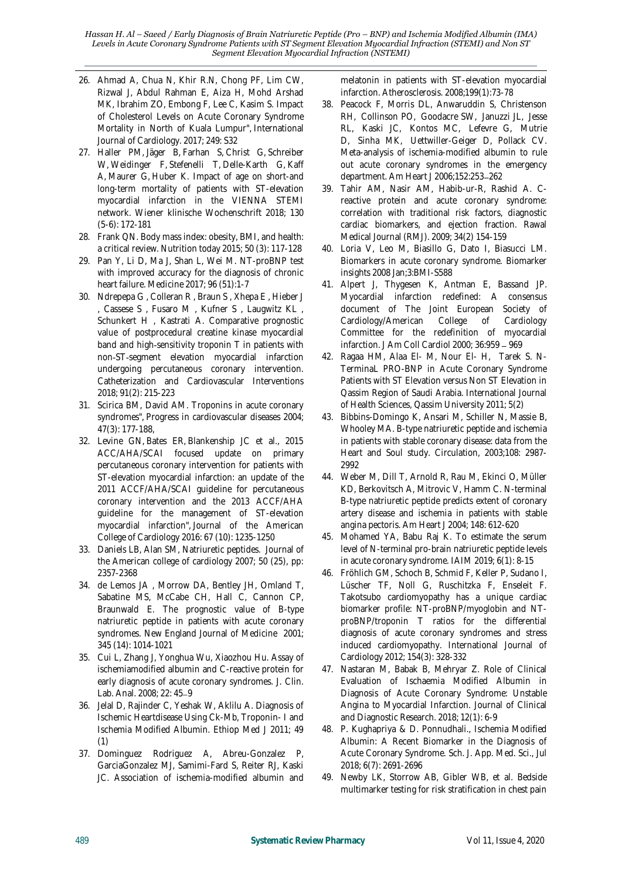26. Ahmad A, Chua N, Khir R.N, Chong PF, Lim CW, Rizwal J, Abdul Rahman E, Aiza H, Mohd Arshad MK, Ibrahim ZO, Embong F, Lee C, Kasim S. Impact of Cholesterol Levels on Acute Coronary Syndrome Mortality in North of Kuala Lumpur", International Journal of Cardiology. 2017; 249: S32
27. Haller PM, Jäger B, Farhan S, Christ G, Schreiber W, Weidinger F, Stefenelli T, Delle-Karth G, Kaff A, Maurer G, Huber K. Impact of age on short-and long-term mortality of patients with ST-elevation myocardial infarction in the VIENNA STEMI network. Wiener klinische Wochenschrift 2018; 130 (5-6): 172-181
28. Frank QN. Body mass index: obesity, BMI, and health: a critical review. Nutrition today 2015; 50 (3): 117-128
29. Pan Y, Li D, Ma J, Shan L, Wei M. NT-proBNP test with improved accuracy for the diagnosis of chronic heart failure. Medicine 2017; 96 (51):1-7
30. Ndrepepa G , Colleran R , Braun S , Xhepa E , Hieber J , Cassese S , Fusaro M , Kufner S , Laugwitz KL , Schunkert H , Kastrati A. Comparative prognostic value of postprocedural creatine kinase myocardial band and high-sensitivity troponin T in patients with non-ST-segment elevation myocardial infarction undergoing percutaneous coronary intervention. Catheterization and Cardiovascular Interventions 2018; 91(2): 215-223
31. Scirica BM, David AM. Troponins in acute coronary syndromes", Progress in cardiovascular diseases 2004; 47(3): 177-188,
32. Levine GN, Bates ER, Blankenship JC et al., 2015 ACC/AHA/SCAI focused update on primary percutaneous coronary intervention for patients with ST-elevation myocardial infarction: an update of the 2011 ACCF/AHA/SCAI guideline for percutaneous coronary intervention and the 2013 ACCF/AHA guideline for the management of ST-elevation myocardial infarction", Journal of the American College of Cardiology 2016: 67 (10): 1235-1250
33. Daniels LB, Alan SM, Natriuretic peptides. Journal of the American college of cardiology 2007; 50 (25), pp: 2357-2368
34. de Lemos JA , Morrow DA, Bentley JH, Omland T, Sabatine MS, McCabe CH, Hall C, Cannon CP, Braunwald E. The prognostic value of B-type natriuretic peptide in patients with acute coronary syndromes. New England Journal of Medicine 2001; 345 (14): 1014-1021
35. Cui L, Zhang J, Yonghua Wu, Xiaozhou Hu. Assay of ischemiamodified albumin and C-reactive protein for early diagnosis of acute coronary syndromes. J. Clin. Lab. Anal. 2008; 22: 45–9
36. Jelal D, Rajinder C, Yeshak W, Aklilu A. Diagnosis of Ischemic Heartdisease Using Ck-Mb, Troponin- I and Ischemia Modified Albumin. Ethiop Med J 2011; 49 (1)
37. Dominguez Rodriguez A, Abreu-Gonzalez P, GarciaGonzalez MJ, Samimi-Fard S, Reiter RJ, Kaski JC. Association of ischemia-modified albumin and melatonin in patients with ST-elevation myocardial infarction. Atherosclerosis. 2008;199(1):73-78
38. Peacock F, Morris DL, Anwaruddin S, Christenson RH, Collinson PO, Goodacre SW, Januzzi JL, Jesse RL, Kaski JC, Kontos MC, Lefevre G, Mutrie D, Sinha MK, Uettwiller-Geiger D, Pollack CV. Meta-analysis of ischemia-modified albumin to rule out acute coronary syndromes in the emergency department. Am Heart J 2006;152:253–262
39. Tahir AM, Nasir AM, Habib-ur-R, Rashid A. C-reactive protein and acute coronary syndrome: correlation with traditional risk factors, diagnostic cardiac biomarkers, and ejection fraction. Rawal Medical Journal (RMJ). 2009; 34(2) 154-159
40. Loria V, Leo M, Biasillo G, Dato I, Biasucci LM. Biomarkers in acute coronary syndrome. Biomarker insights 2008 Jan;3:BMI-S588
41. Alpert J, Thygesen K, Antman E, Bassand JP. Myocardial infarction redefined: A consensus document of The Joint European Society of Cardiology/American College of Cardiology Committee for the redefinition of myocardial infarction. J Am Coll Cardiol 2000; 36:959 – 969
42. Ragaa HM, Alaa El- M, Nour El- H, Tarek S. N-TerminaL PRO-BNP in Acute Coronary Syndrome Patients with ST Elevation versus Non ST Elevation in Qassim Region of Saudi Arabia. International Journal of Health Sciences, Qassim University 2011; 5(2)
43. Bibbins-Domingo K, Ansari M, Schiller N, Massie B, Whooley MA. B-type natriuretic peptide and ischemia in patients with stable coronary disease: data from the Heart and Soul study. Circulation, 2003;108: 2987-2992
44. Weber M, Dill T, Arnold R, Rau M, Ekinci O, Müller KD, Berkovitsch A, Mitrovic V, Hamm C. N-terminal B-type natriuretic peptide predicts extent of coronary artery disease and ischemia in patients with stable angina pectoris. Am Heart J 2004; 148: 612-620
45. Mohamed YA, Babu Raj K. To estimate the serum level of N-terminal pro-brain natriuretic peptide levels in acute coronary syndrome. IAIM 2019; 6(1): 8-15
46. Fröhlich GM, Schoch B, Schmid F, Keller P, Sudano I, Lüscher TF, Noll G, Ruschitzka F, Enseleit F. Takotsubo cardiomyopathy has a unique cardiac biomarker profile: NT-proBNP/myoglobin and NT-proBNP/troponin T ratios for the differential diagnosis of acute coronary syndromes and stress induced cardiomyopathy. International Journal of Cardiology 2012; 154(3): 328-332
47. Nastaran M, Babak B, Mehryar Z. Role of Clinical Evaluation of Ischaemia Modified Albumin in Diagnosis of Acute Coronary Syndrome: Unstable Angina to Myocardial Infarction. Journal of Clinical and Diagnostic Research. 2018; 12(1): 6-9
48. P. Kughapriya & D. Ponnudhali., Ischemia Modified Albumin: A Recent Biomarker in the Diagnosis of Acute Coronary Syndrome. Sch. J. App. Med. Sci., Jul 2018; 6(7): 2691-2696
49. Newby LK, Storrow AB, Gibler WB, et al. Bedside multimarker testing for risk stratification in chest pain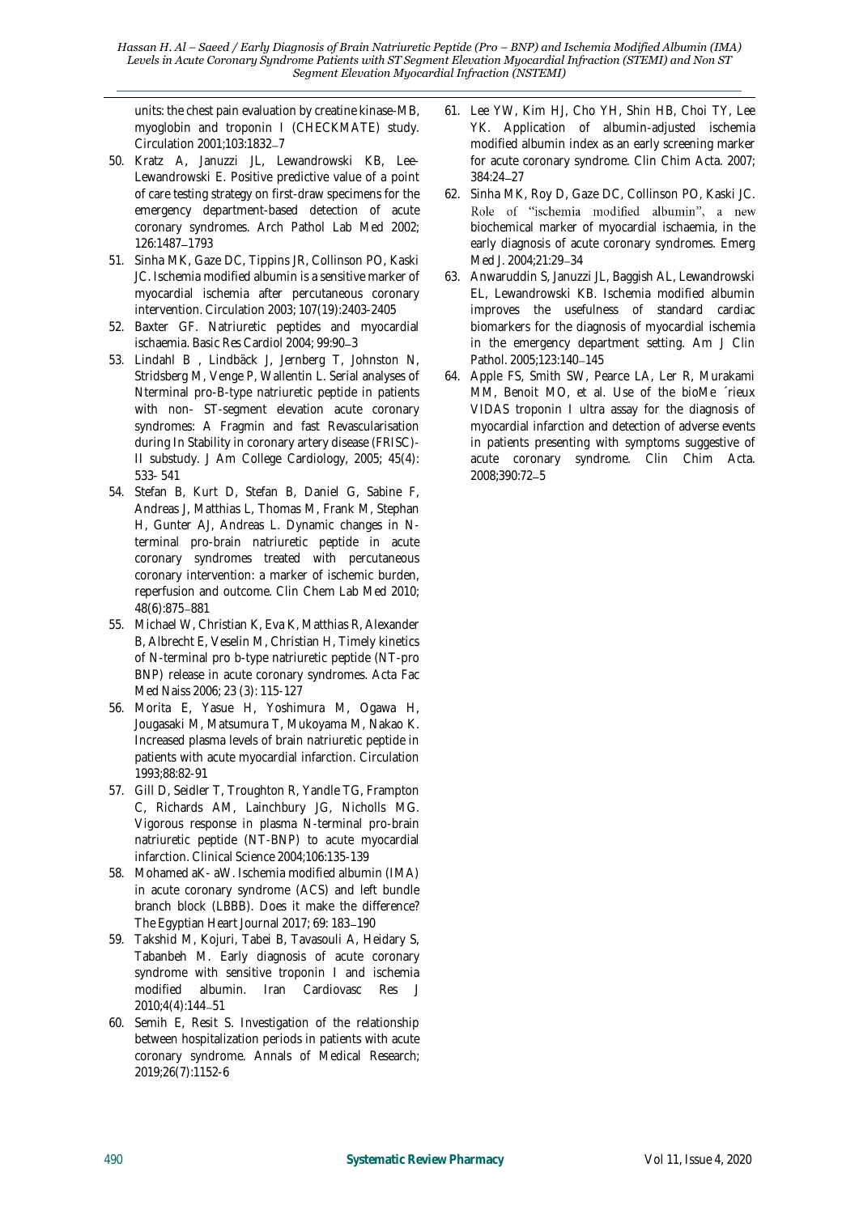units: the chest pain evaluation by creatine kinase-MB, myoglobin and troponin I (CHECKMATE) study. Circulation 2001;103:1832–7

50. Kratz A, Januzzi JL, Lewandrowski KB, Lee-Lewandrowski E. Positive predictive value of a point of care testing strategy on first-draw specimens for the emergency department-based detection of acute coronary syndromes. Arch Pathol Lab Med 2002; 126:1487–1793
51. Sinha MK, Gaze DC, Tippins JR, Collinson PO, Kaski JC. Ischemia modified albumin is a sensitive marker of myocardial ischemia after percutaneous coronary intervention. Circulation 2003; 107(19):2403-2405
52. Baxter GF. Natriuretic peptides and myocardial ischaemia. Basic Res Cardiol 2004; 99:90–3
53. Lindahl B , Lindbäck J, Jernberg T, Johnston N, Stridsberg M, Venge P, Wallentin L. Serial analyses of Nterminal pro-B-type natriuretic peptide in patients with non- ST-segment elevation acute coronary syndromes: A Fragmin and fast Revascularisation during In Stability in coronary artery disease (FRISC)-II substudy. J Am College Cardiology, 2005; 45(4): 533- 541
54. Stefan B, Kurt D, Stefan B, Daniel G, Sabine F, Andreas J, Matthias L, Thomas M, Frank M, Stephan H, Gunter AJ, Andreas L. Dynamic changes in N-terminal pro-brain natriuretic peptide in acute coronary syndromes treated with percutaneous coronary intervention: a marker of ischemic burden, reperfusion and outcome. Clin Chem Lab Med 2010; 48(6):875–881
55. Michael W, Christian K, Eva K, Matthias R, Alexander B, Albrecht E, Veselin M, Christian H, Timely kinetics of N-terminal pro b-type natriuretic peptide (NT-pro BNP) release in acute coronary syndromes. Acta Fac Med Naiss 2006; 23 (3): 115-127
56. Morita E, Yasue H, Yoshimura M, Ogawa H, Jougasaki M, Matsumura T, Mukoyama M, Nakao K. Increased plasma levels of brain natriuretic peptide in patients with acute myocardial infarction. Circulation 1993;88:82-91
57. Gill D, Seidler T, Troughton R, Yandle TG, Frampton C, Richards AM, Lainchbury JG, Nicholls MG. Vigorous response in plasma N-terminal pro-brain natriuretic peptide (NT-BNP) to acute myocardial infarction. Clinical Science 2004;106:135-139
58. Mohamed aK- aW. Ischemia modified albumin (IMA) in acute coronary syndrome (ACS) and left bundle branch block (LBBB). Does it make the difference? The Egyptian Heart Journal 2017; 69: 183–190
59. Takshid M, Kojuri, Tabei B, Tavasouli A, Heidary S, Tabanbeh M. Early diagnosis of acute coronary syndrome with sensitive troponin I and ischemia modified albumin. Iran Cardiovasc Res J 2010;4(4):144–51
60. Semih E, Resit S. Investigation of the relationship between hospitalization periods in patients with acute coronary syndrome. Annals of Medical Research; 2019;26(7):1152-6
61. Lee YW, Kim HJ, Cho YH, Shin HB, Choi TY, Lee YK. Application of albumin-adjusted ischemia modified albumin index as an early screening marker for acute coronary syndrome. Clin Chim Acta. 2007; 384:24–27
62. Sinha MK, Roy D, Gaze DC, Collinson PO, Kaski JC. Role of "ischemia modified albumin", a new biochemical marker of myocardial ischaemia, in the early diagnosis of acute coronary syndromes. Emerg Med J. 2004;21:29–34
63. Anwaruddin S, Januzzi JL, Baggish AL, Lewandrowski EL, Lewandrowski KB. Ischemia modified albumin improves the usefulness of standard cardiac biomarkers for the diagnosis of myocardial ischemia in the emergency department setting. Am J Clin Pathol. 2005;123:140–145
64. Apple FS, Smith SW, Pearce LA, Ler R, Murakami MM, Benoit MO, et al. Use of the bioMe ́rieux VIDAS troponin I ultra assay for the diagnosis of myocardial infarction and detection of adverse events in patients presenting with symptoms suggestive of acute coronary syndrome. Clin Chim Acta. 2008;390:72–5